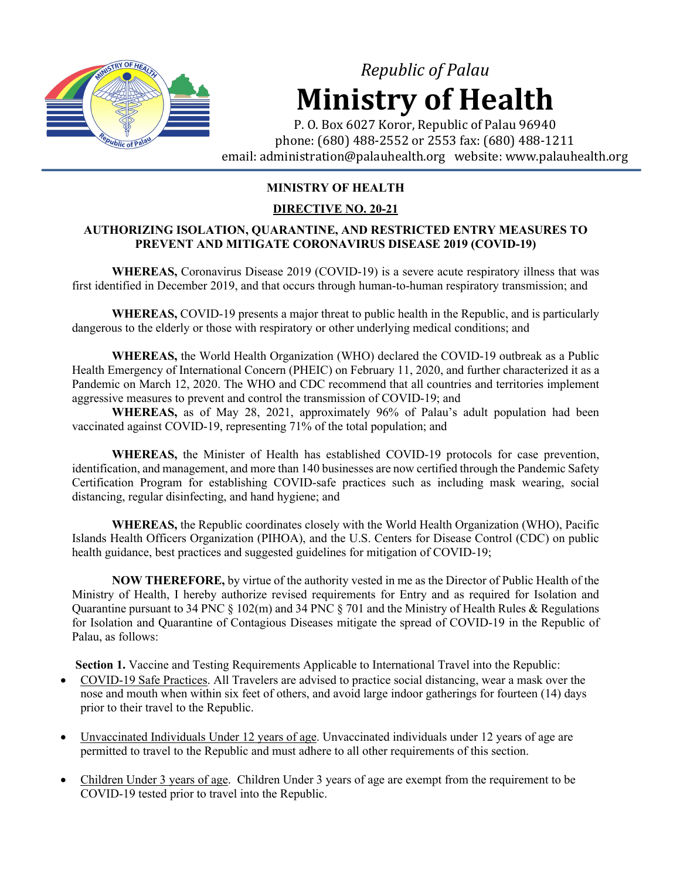*Republic of Palau*

# Ministry of Health

P. O. Box 6027 Koror, Republic of Palau 96940
phone: (680) 488-2552 or 2553 fax: (680) 488-1211
email: administration@palauhealth.org website: www.palauhealth.org

**MINISTRY OF HEALTH**

**DIRECTIVE NO. 20-21**

**AUTHORIZING ISOLATION, QUARANTINE, AND RESTRICTED ENTRY MEASURES TO PREVENT AND MITIGATE CORONAVIRUS DISEASE 2019 (COVID-19)**

**WHEREAS,** Coronavirus Disease 2019 (COVID-19) is a severe acute respiratory illness that was first identified in December 2019, and that occurs through human-to-human respiratory transmission; and

**WHEREAS,** COVID-19 presents a major threat to public health in the Republic, and is particularly dangerous to the elderly or those with respiratory or other underlying medical conditions; and

**WHEREAS,** the World Health Organization (WHO) declared the COVID-19 outbreak as a Public Health Emergency of International Concern (PHEIC) on February 11, 2020, and further characterized it as a Pandemic on March 12, 2020. The WHO and CDC recommend that all countries and territories implement aggressive measures to prevent and control the transmission of COVID-19; and

**WHEREAS,** as of May 28, 2021, approximately 96% of Palau's adult population had been vaccinated against COVID-19, representing 71% of the total population; and

**WHEREAS,** the Minister of Health has established COVID-19 protocols for case prevention, identification, and management, and more than 140 businesses are now certified through the Pandemic Safety Certification Program for establishing COVID-safe practices such as including mask wearing, social distancing, regular disinfecting, and hand hygiene; and

**WHEREAS,** the Republic coordinates closely with the World Health Organization (WHO), Pacific Islands Health Officers Organization (PIHOA), and the U.S. Centers for Disease Control (CDC) on public health guidance, best practices and suggested guidelines for mitigation of COVID-19;

**NOW THEREFORE,** by virtue of the authority vested in me as the Director of Public Health of the Ministry of Health, I hereby authorize revised requirements for Entry and as required for Isolation and Quarantine pursuant to 34 PNC § 102(m) and 34 PNC § 701 and the Ministry of Health Rules & Regulations for Isolation and Quarantine of Contagious Diseases mitigate the spread of COVID-19 in the Republic of Palau, as follows:

**Section 1.** Vaccine and Testing Requirements Applicable to International Travel into the Republic:

- COVID-19 Safe Practices. All Travelers are advised to practice social distancing, wear a mask over the nose and mouth when within six feet of others, and avoid large indoor gatherings for fourteen (14) days prior to their travel to the Republic.

- Unvaccinated Individuals Under 12 years of age. Unvaccinated individuals under 12 years of age are permitted to travel to the Republic and must adhere to all other requirements of this section.

- Children Under 3 years of age. Children Under 3 years of age are exempt from the requirement to be COVID-19 tested prior to travel into the Republic.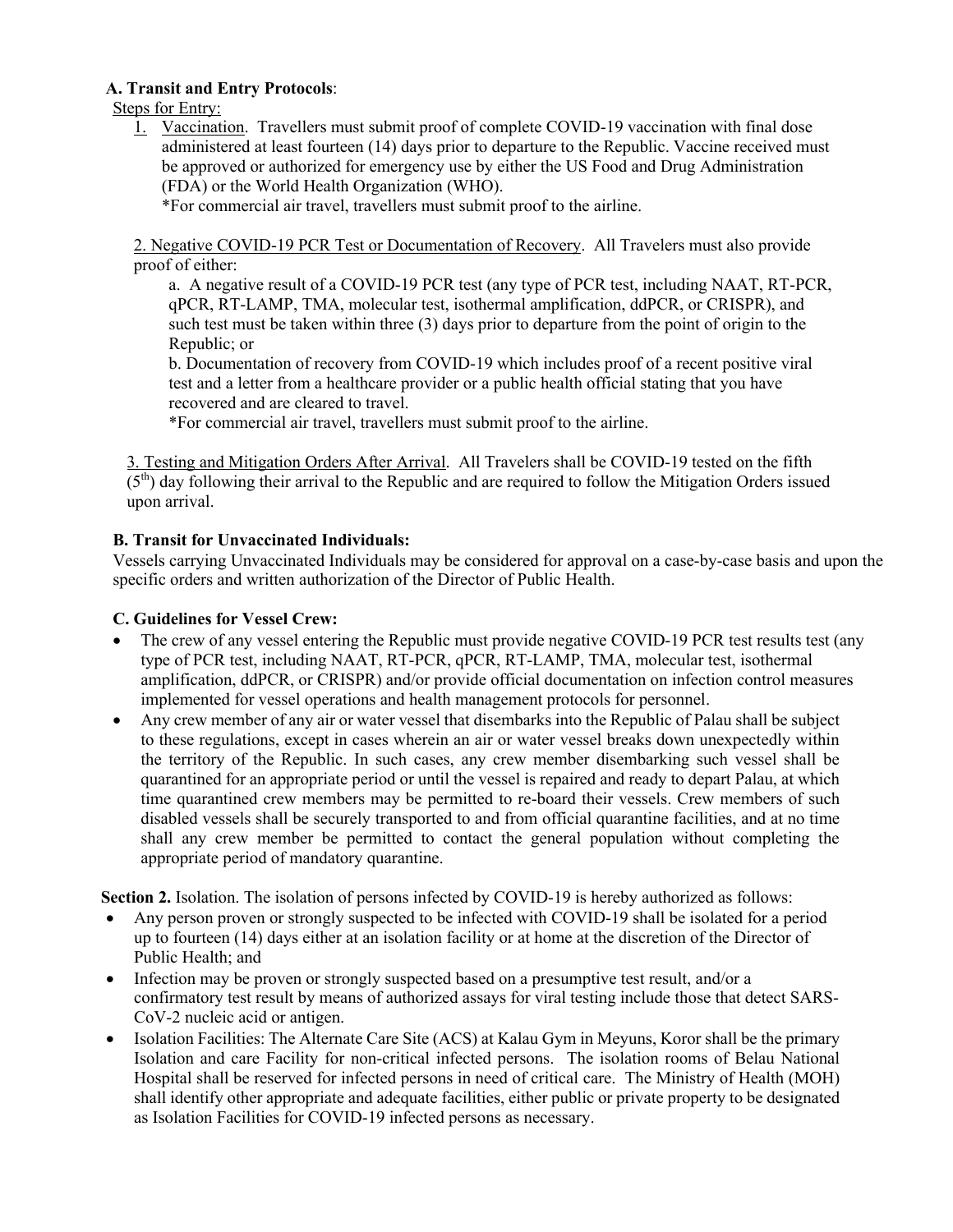**A. Transit and Entry Protocols**:

Steps for Entry:

1. Vaccination. Travellers must submit proof of complete COVID-19 vaccination with final dose administered at least fourteen (14) days prior to departure to the Republic. Vaccine received must be approved or authorized for emergency use by either the US Food and Drug Administration (FDA) or the World Health Organization (WHO).
   *For commercial air travel, travellers must submit proof to the airline.

2. Negative COVID-19 PCR Test or Documentation of Recovery. All Travelers must also provide proof of either:
   a. A negative result of a COVID-19 PCR test (any type of PCR test, including NAAT, RT-PCR, qPCR, RT-LAMP, TMA, molecular test, isothermal amplification, ddPCR, or CRISPR), and such test must be taken within three (3) days prior to departure from the point of origin to the Republic; or
   b. Documentation of recovery from COVID-19 which includes proof of a recent positive viral test and a letter from a healthcare provider or a public health official stating that you have recovered and are cleared to travel.
   *For commercial air travel, travellers must submit proof to the airline.

3. Testing and Mitigation Orders After Arrival. All Travelers shall be COVID-19 tested on the fifth (5th) day following their arrival to the Republic and are required to follow the Mitigation Orders issued upon arrival.

**B. Transit for Unvaccinated Individuals:**

Vessels carrying Unvaccinated Individuals may be considered for approval on a case-by-case basis and upon the specific orders and written authorization of the Director of Public Health.

**C. Guidelines for Vessel Crew:**

- The crew of any vessel entering the Republic must provide negative COVID-19 PCR test results test (any type of PCR test, including NAAT, RT-PCR, qPCR, RT-LAMP, TMA, molecular test, isothermal amplification, ddPCR, or CRISPR) and/or provide official documentation on infection control measures implemented for vessel operations and health management protocols for personnel.
- Any crew member of any air or water vessel that disembarks into the Republic of Palau shall be subject to these regulations, except in cases wherein an air or water vessel breaks down unexpectedly within the territory of the Republic. In such cases, any crew member disembarking such vessel shall be quarantined for an appropriate period or until the vessel is repaired and ready to depart Palau, at which time quarantined crew members may be permitted to re-board their vessels. Crew members of such disabled vessels shall be securely transported to and from official quarantine facilities, and at no time shall any crew member be permitted to contact the general population without completing the appropriate period of mandatory quarantine.

**Section 2.** Isolation. The isolation of persons infected by COVID-19 is hereby authorized as follows:

- Any person proven or strongly suspected to be infected with COVID-19 shall be isolated for a period up to fourteen (14) days either at an isolation facility or at home at the discretion of the Director of Public Health; and
- Infection may be proven or strongly suspected based on a presumptive test result, and/or a confirmatory test result by means of authorized assays for viral testing include those that detect SARS-CoV-2 nucleic acid or antigen.
- Isolation Facilities: The Alternate Care Site (ACS) at Kalau Gym in Meyuns, Koror shall be the primary Isolation and care Facility for non-critical infected persons. The isolation rooms of Belau National Hospital shall be reserved for infected persons in need of critical care. The Ministry of Health (MOH) shall identify other appropriate and adequate facilities, either public or private property to be designated as Isolation Facilities for COVID-19 infected persons as necessary.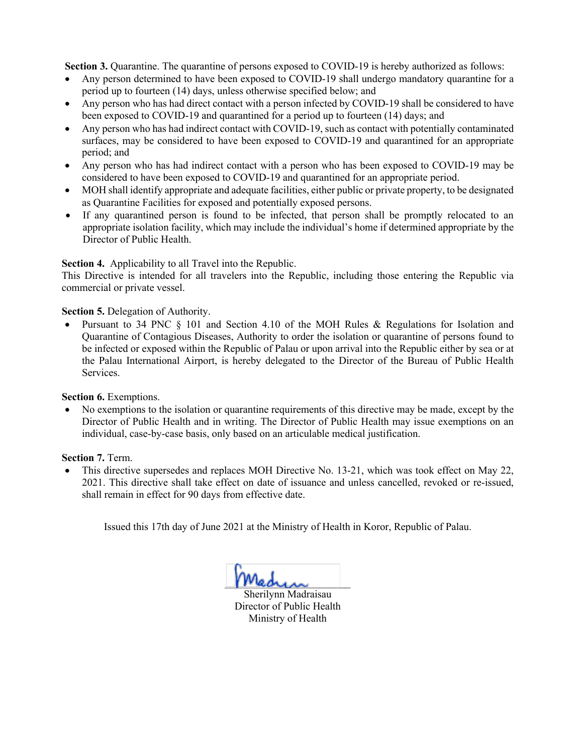**Section 3.** Quarantine. The quarantine of persons exposed to COVID-19 is hereby authorized as follows:

- Any person determined to have been exposed to COVID-19 shall undergo mandatory quarantine for a period up to fourteen (14) days, unless otherwise specified below; and
- Any person who has had direct contact with a person infected by COVID-19 shall be considered to have been exposed to COVID-19 and quarantined for a period up to fourteen (14) days; and
- Any person who has had indirect contact with COVID-19, such as contact with potentially contaminated surfaces, may be considered to have been exposed to COVID-19 and quarantined for an appropriate period; and
- Any person who has had indirect contact with a person who has been exposed to COVID-19 may be considered to have been exposed to COVID-19 and quarantined for an appropriate period.
- MOH shall identify appropriate and adequate facilities, either public or private property, to be designated as Quarantine Facilities for exposed and potentially exposed persons.
- If any quarantined person is found to be infected, that person shall be promptly relocated to an appropriate isolation facility, which may include the individual's home if determined appropriate by the Director of Public Health.

**Section 4.** Applicability to all Travel into the Republic.
This Directive is intended for all travelers into the Republic, including those entering the Republic via commercial or private vessel.

**Section 5.** Delegation of Authority.

- Pursuant to 34 PNC § 101 and Section 4.10 of the MOH Rules & Regulations for Isolation and Quarantine of Contagious Diseases, Authority to order the isolation or quarantine of persons found to be infected or exposed within the Republic of Palau or upon arrival into the Republic either by sea or at the Palau International Airport, is hereby delegated to the Director of the Bureau of Public Health Services.

**Section 6.** Exemptions.

- No exemptions to the isolation or quarantine requirements of this directive may be made, except by the Director of Public Health and in writing. The Director of Public Health may issue exemptions on an individual, case-by-case basis, only based on an articulable medical justification.

**Section 7.** Term.

- This directive supersedes and replaces MOH Directive No. 13-21, which was took effect on May 22, 2021. This directive shall take effect on date of issuance and unless cancelled, revoked or re-issued, shall remain in effect for 90 days from effective date.

Issued this 17th day of June 2021 at the Ministry of Health in Koror, Republic of Palau.

Sherilynn Madraisau
Director of Public Health
Ministry of Health